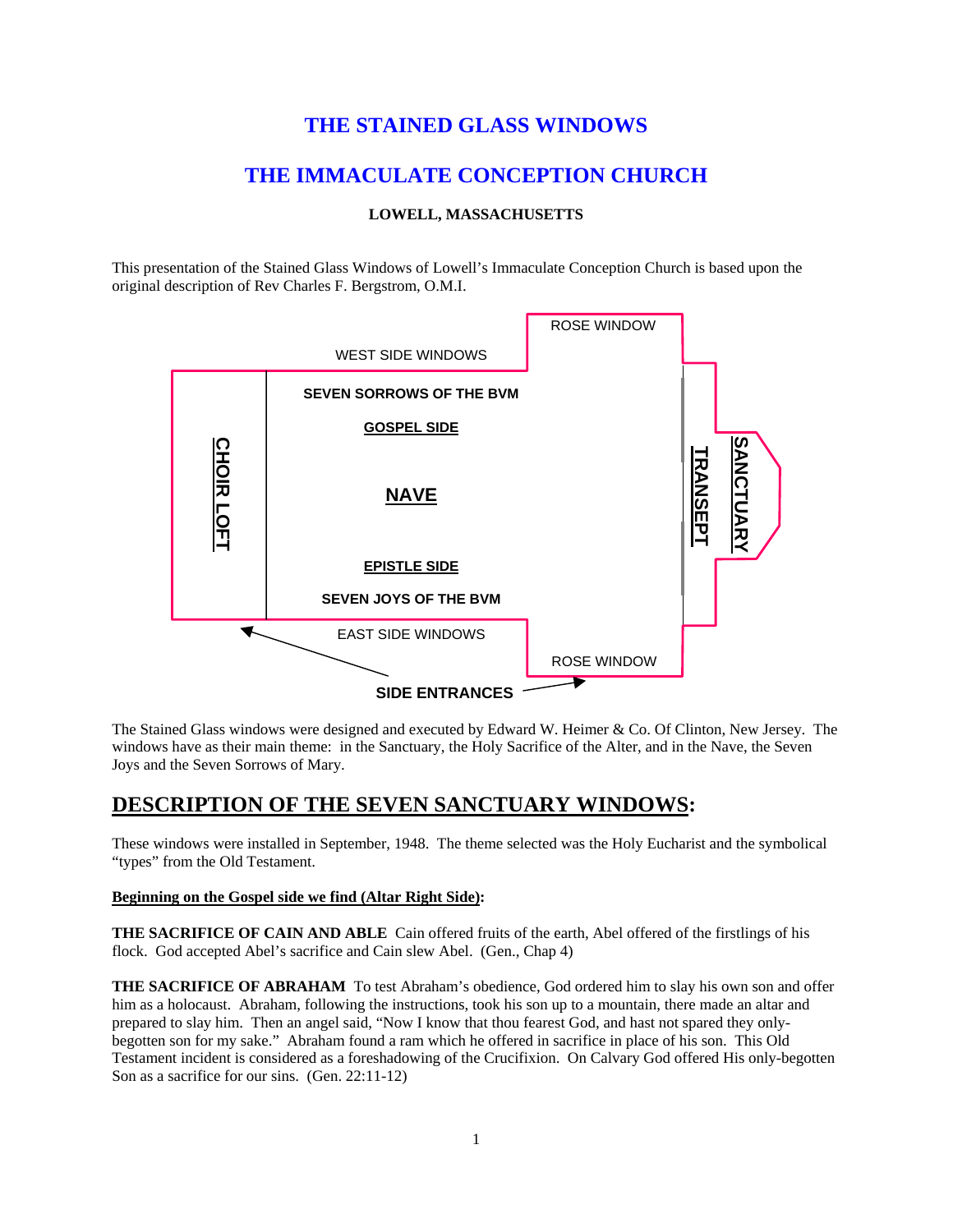# THE STAINED GLASS WINDOWS

# THE IMMACULATE CONCEPTION CHURCH

**LOWELL, MASSACHUSETTS**

This presentation of the Stained Glass Windows of Lowell's Immaculate Conception Church is based upon the original description of Rev Charles F. Bergstrom, O.M.I.

ROSE WINDOW

WEST SIDE WINDOWS

**SEVEN SORROWS OF THE BVM**

**GOSPEL SIDE**

**CHOIR LOFT**

**NAVE**

**TRANSEPT**

**SANCTUARY**

**EPISTLE SIDE**

**SEVEN JOYS OF THE BVM**

EAST SIDE WINDOWS

ROSE WINDOW

**SIDE ENTRANCES**

The Stained Glass windows were designed and executed by Edward W. Heimer & Co. Of Clinton, New Jersey. The windows have as their main theme: in the Sanctuary, the Holy Sacrifice of the Alter, and in the Nave, the Seven Joys and the Seven Sorrows of Mary.

## DESCRIPTION OF THE SEVEN SANCTUARY WINDOWS:

These windows were installed in September, 1948. The theme selected was the Holy Eucharist and the symbolical "types" from the Old Testament.

**Beginning on the Gospel side we find (Altar Right Side):**

**THE SACRIFICE OF CAIN AND ABLE** Cain offered fruits of the earth, Abel offered of the firstlings of his flock. God accepted Abel's sacrifice and Cain slew Abel. (Gen., Chap 4)

**THE SACRIFICE OF ABRAHAM** To test Abraham's obedience, God ordered him to slay his own son and offer him as a holocaust. Abraham, following the instructions, took his son up to a mountain, there made an altar and prepared to slay him. Then an angel said, "Now I know that thou fearest God, and hast not spared they only-begotten son for my sake." Abraham found a ram which he offered in sacrifice in place of his son. This Old Testament incident is considered as a foreshadowing of the Crucifixion. On Calvary God offered His only-begotten Son as a sacrifice for our sins. (Gen. 22:11-12)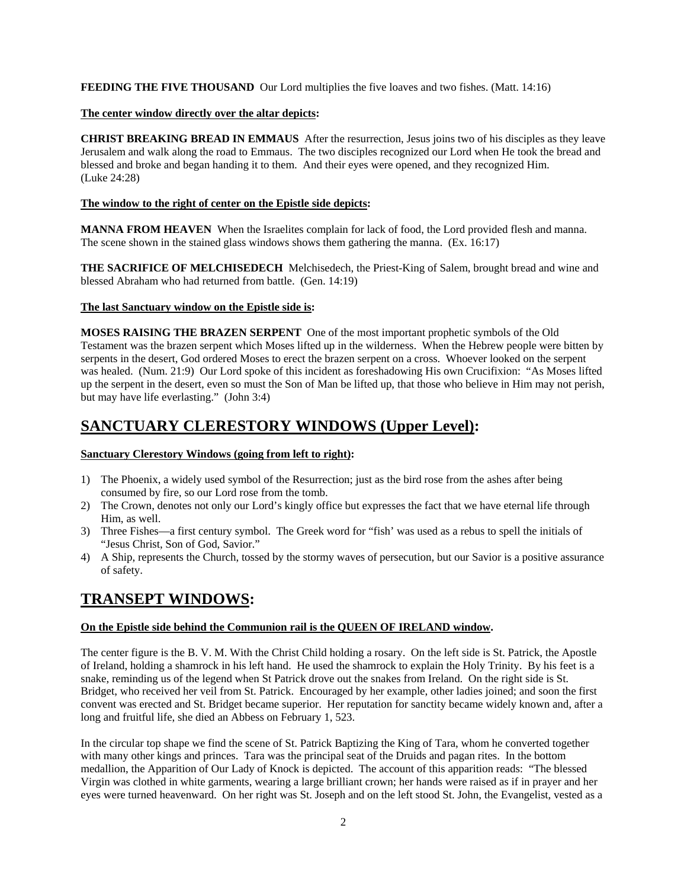**FEEDING THE FIVE THOUSAND** Our Lord multiplies the five loaves and two fishes. (Matt. 14:16)

**The center window directly over the altar depicts:**

**CHRIST BREAKING BREAD IN EMMAUS** After the resurrection, Jesus joins two of his disciples as they leave Jerusalem and walk along the road to Emmaus. The two disciples recognized our Lord when He took the bread and blessed and broke and began handing it to them. And their eyes were opened, and they recognized Him. (Luke 24:28)

**The window to the right of center on the Epistle side depicts:**

**MANNA FROM HEAVEN** When the Israelites complain for lack of food, the Lord provided flesh and manna. The scene shown in the stained glass windows shows them gathering the manna. (Ex. 16:17)

**THE SACRIFICE OF MELCHISEDECH** Melchisedech, the Priest-King of Salem, brought bread and wine and blessed Abraham who had returned from battle. (Gen. 14:19)

**The last Sanctuary window on the Epistle side is:**

**MOSES RAISING THE BRAZEN SERPENT** One of the most important prophetic symbols of the Old Testament was the brazen serpent which Moses lifted up in the wilderness. When the Hebrew people were bitten by serpents in the desert, God ordered Moses to erect the brazen serpent on a cross. Whoever looked on the serpent was healed. (Num. 21:9) Our Lord spoke of this incident as foreshadowing His own Crucifixion: "As Moses lifted up the serpent in the desert, even so must the Son of Man be lifted up, that those who believe in Him may not perish, but may have life everlasting." (John 3:4)

## SANCTUARY CLERESTORY WINDOWS (Upper Level):

**Sanctuary Clerestory Windows (going from left to right):**

1) The Phoenix, a widely used symbol of the Resurrection; just as the bird rose from the ashes after being consumed by fire, so our Lord rose from the tomb.
2) The Crown, denotes not only our Lord's kingly office but expresses the fact that we have eternal life through Him, as well.
3) Three Fishes—a first century symbol. The Greek word for "fish' was used as a rebus to spell the initials of "Jesus Christ, Son of God, Savior."
4) A Ship, represents the Church, tossed by the stormy waves of persecution, but our Savior is a positive assurance of safety.

## TRANSEPT WINDOWS:

**On the Epistle side behind the Communion rail is the QUEEN OF IRELAND window.**

The center figure is the B. V. M. With the Christ Child holding a rosary. On the left side is St. Patrick, the Apostle of Ireland, holding a shamrock in his left hand. He used the shamrock to explain the Holy Trinity. By his feet is a snake, reminding us of the legend when St Patrick drove out the snakes from Ireland. On the right side is St. Bridget, who received her veil from St. Patrick. Encouraged by her example, other ladies joined; and soon the first convent was erected and St. Bridget became superior. Her reputation for sanctity became widely known and, after a long and fruitful life, she died an Abbess on February 1, 523.

In the circular top shape we find the scene of St. Patrick Baptizing the King of Tara, whom he converted together with many other kings and princes. Tara was the principal seat of the Druids and pagan rites. In the bottom medallion, the Apparition of Our Lady of Knock is depicted. The account of this apparition reads: "The blessed Virgin was clothed in white garments, wearing a large brilliant crown; her hands were raised as if in prayer and her eyes were turned heavenward. On her right was St. Joseph and on the left stood St. John, the Evangelist, vested as a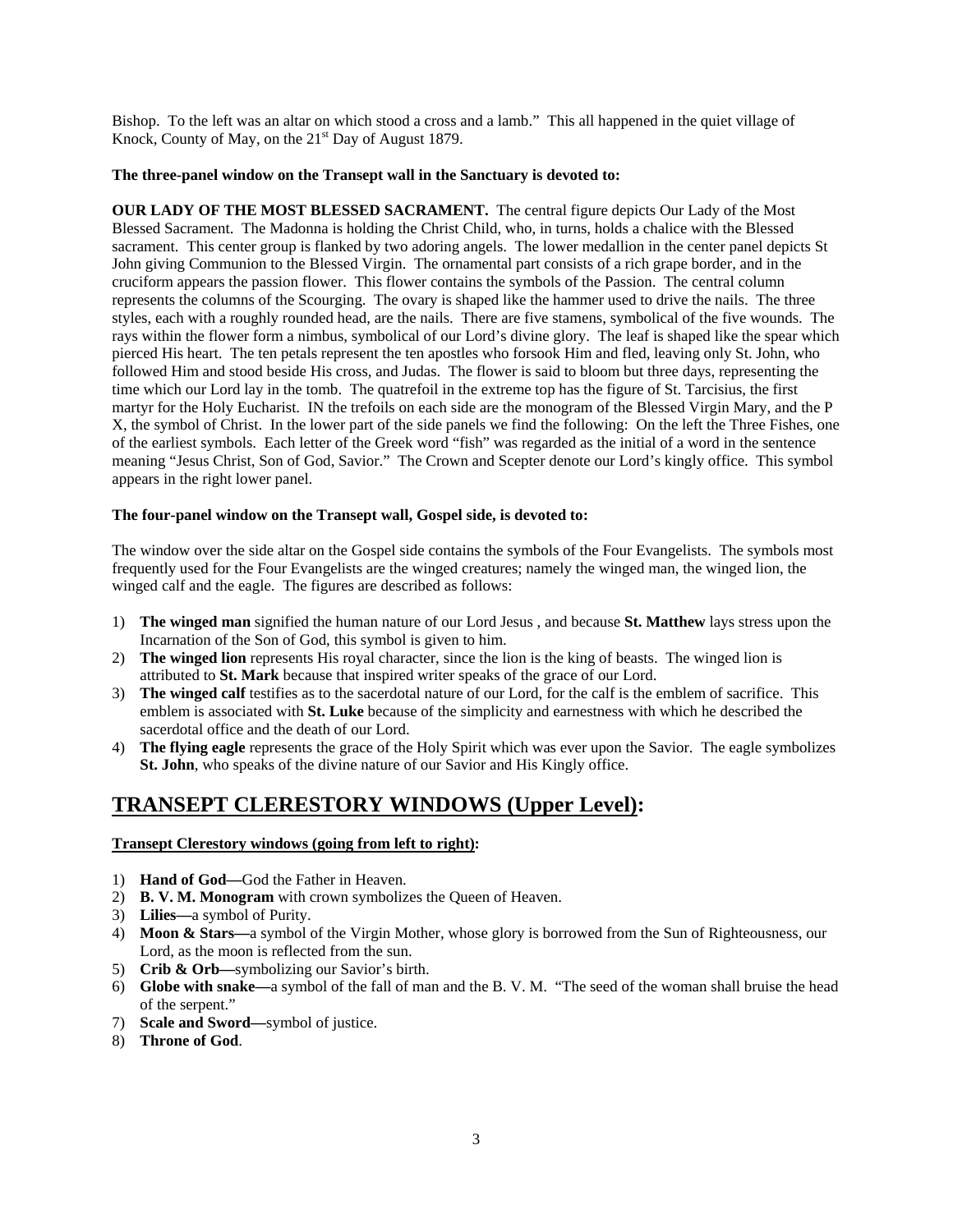Bishop. To the left was an altar on which stood a cross and a lamb." This all happened in the quiet village of Knock, County of May, on the 21st Day of August 1879.

**The three-panel window on the Transept wall in the Sanctuary is devoted to:**

**OUR LADY OF THE MOST BLESSED SACRAMENT.** The central figure depicts Our Lady of the Most Blessed Sacrament. The Madonna is holding the Christ Child, who, in turns, holds a chalice with the Blessed sacrament. This center group is flanked by two adoring angels. The lower medallion in the center panel depicts St John giving Communion to the Blessed Virgin. The ornamental part consists of a rich grape border, and in the cruciform appears the passion flower. This flower contains the symbols of the Passion. The central column represents the columns of the Scourging. The ovary is shaped like the hammer used to drive the nails. The three styles, each with a roughly rounded head, are the nails. There are five stamens, symbolical of the five wounds. The rays within the flower form a nimbus, symbolical of our Lord's divine glory. The leaf is shaped like the spear which pierced His heart. The ten petals represent the ten apostles who forsook Him and fled, leaving only St. John, who followed Him and stood beside His cross, and Judas. The flower is said to bloom but three days, representing the time which our Lord lay in the tomb. The quatrefoil in the extreme top has the figure of St. Tarcisius, the first martyr for the Holy Eucharist. IN the trefoils on each side are the monogram of the Blessed Virgin Mary, and the P X, the symbol of Christ. In the lower part of the side panels we find the following: On the left the Three Fishes, one of the earliest symbols. Each letter of the Greek word "fish" was regarded as the initial of a word in the sentence meaning "Jesus Christ, Son of God, Savior." The Crown and Scepter denote our Lord's kingly office. This symbol appears in the right lower panel.

**The four-panel window on the Transept wall, Gospel side, is devoted to:**

The window over the side altar on the Gospel side contains the symbols of the Four Evangelists. The symbols most frequently used for the Four Evangelists are the winged creatures; namely the winged man, the winged lion, the winged calf and the eagle. The figures are described as follows:

1) **The winged man** signified the human nature of our Lord Jesus , and because **St. Matthew** lays stress upon the Incarnation of the Son of God, this symbol is given to him.
2) **The winged lion** represents His royal character, since the lion is the king of beasts. The winged lion is attributed to **St. Mark** because that inspired writer speaks of the grace of our Lord.
3) **The winged calf** testifies as to the sacerdotal nature of our Lord, for the calf is the emblem of sacrifice. This emblem is associated with **St. Luke** because of the simplicity and earnestness with which he described the sacerdotal office and the death of our Lord.
4) **The flying eagle** represents the grace of the Holy Spirit which was ever upon the Savior. The eagle symbolizes **St. John**, who speaks of the divine nature of our Savior and His Kingly office.

## TRANSEPT CLERESTORY WINDOWS (Upper Level):

**Transept Clerestory windows (going from left to right):**

1) **Hand of God—**God the Father in Heaven.
2) **B. V. M. Monogram** with crown symbolizes the Queen of Heaven.
3) **Lilies—**a symbol of Purity.
4) **Moon & Stars—**a symbol of the Virgin Mother, whose glory is borrowed from the Sun of Righteousness, our Lord, as the moon is reflected from the sun.
5) **Crib & Orb—**symbolizing our Savior's birth.
6) **Globe with snake—**a symbol of the fall of man and the B. V. M. "The seed of the woman shall bruise the head of the serpent."
7) **Scale and Sword—**symbol of justice.
8) **Throne of God**.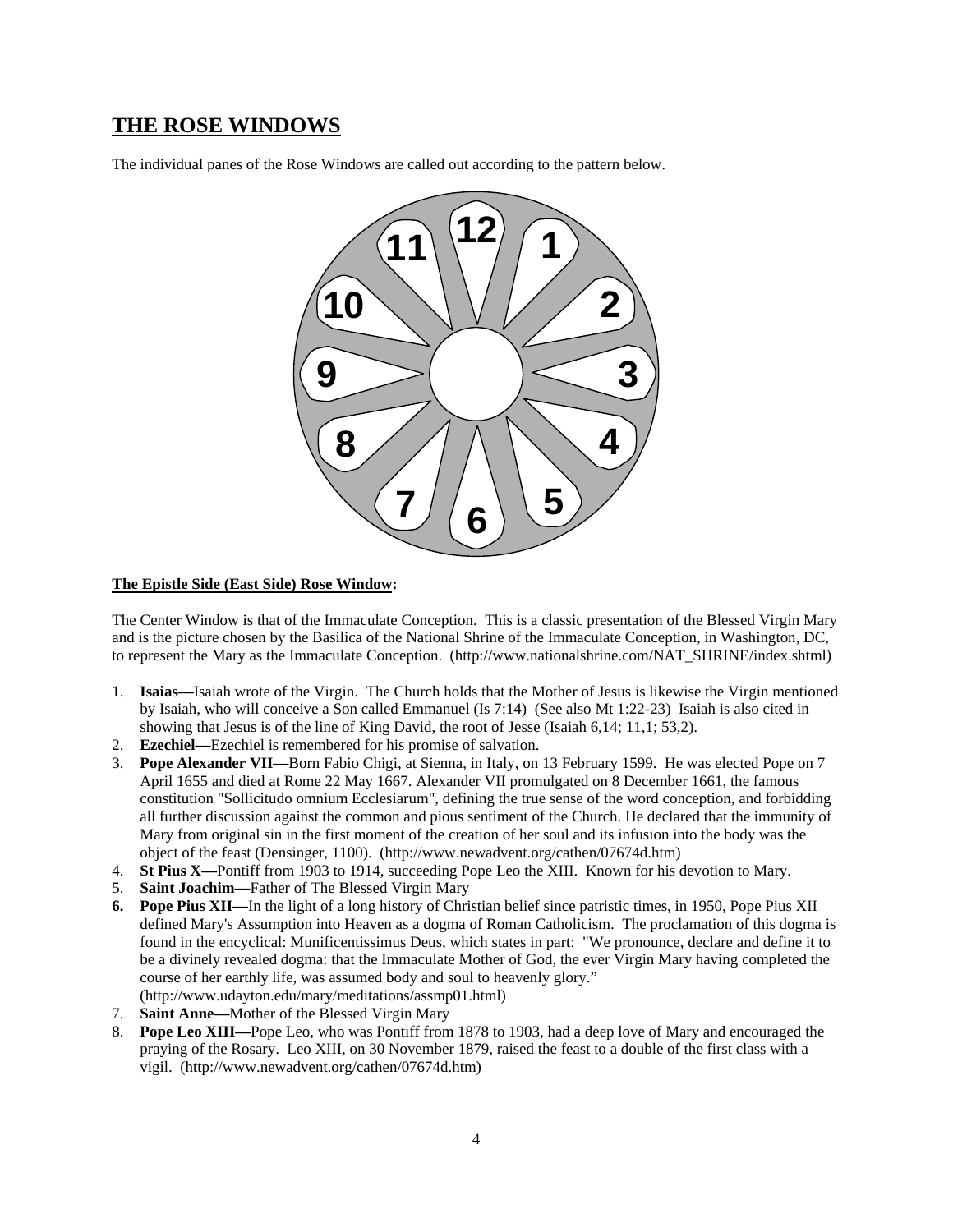## THE ROSE WINDOWS

The individual panes of the Rose Windows are called out according to the pattern below.

**The Epistle Side (East Side) Rose Window:**

The Center Window is that of the Immaculate Conception. This is a classic presentation of the Blessed Virgin Mary and is the picture chosen by the Basilica of the National Shrine of the Immaculate Conception, in Washington, DC, to represent the Mary as the Immaculate Conception. (http://www.nationalshrine.com/NAT_SHRINE/index.shtml)

1. **Isaias—**Isaiah wrote of the Virgin. The Church holds that the Mother of Jesus is likewise the Virgin mentioned by Isaiah, who will conceive a Son called Emmanuel (Is 7:14) (See also Mt 1:22-23) Isaiah is also cited in showing that Jesus is of the line of King David, the root of Jesse (Isaiah 6,14; 11,1; 53,2).
2. **Ezechiel—**Ezechiel is remembered for his promise of salvation.
3. **Pope Alexander VII—**Born Fabio Chigi, at Sienna, in Italy, on 13 February 1599. He was elected Pope on 7 April 1655 and died at Rome 22 May 1667. Alexander VII promulgated on 8 December 1661, the famous constitution "Sollicitudo omnium Ecclesiarum", defining the true sense of the word conception, and forbidding all further discussion against the common and pious sentiment of the Church. He declared that the immunity of Mary from original sin in the first moment of the creation of her soul and its infusion into the body was the object of the feast (Densinger, 1100). (http://www.newadvent.org/cathen/07674d.htm)
4. **St Pius X—**Pontiff from 1903 to 1914, succeeding Pope Leo the XIII. Known for his devotion to Mary.
5. **Saint Joachim—**Father of The Blessed Virgin Mary
6. **Pope Pius XII—**In the light of a long history of Christian belief since patristic times, in 1950, Pope Pius XII defined Mary's Assumption into Heaven as a dogma of Roman Catholicism. The proclamation of this dogma is found in the encyclical: Munificentissimus Deus, which states in part: "We pronounce, declare and define it to be a divinely revealed dogma: that the Immaculate Mother of God, the ever Virgin Mary having completed the course of her earthly life, was assumed body and soul to heavenly glory." (http://www.udayton.edu/mary/meditations/assmp01.html)
7. **Saint Anne—**Mother of the Blessed Virgin Mary
8. **Pope Leo XIII—**Pope Leo, who was Pontiff from 1878 to 1903, had a deep love of Mary and encouraged the praying of the Rosary. Leo XIII, on 30 November 1879, raised the feast to a double of the first class with a vigil. (http://www.newadvent.org/cathen/07674d.htm)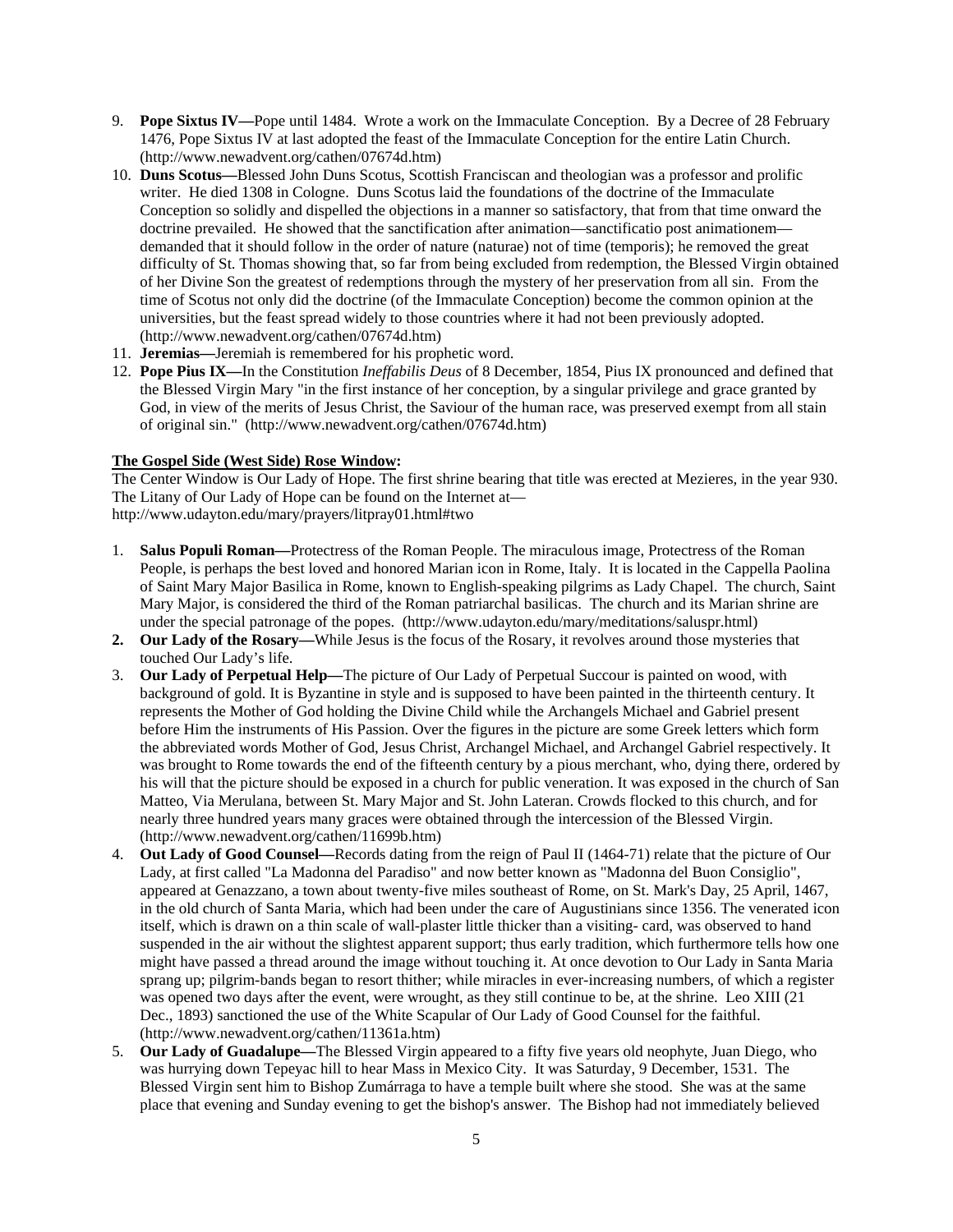9. **Pope Sixtus IV—**Pope until 1484. Wrote a work on the Immaculate Conception. By a Decree of 28 February 1476, Pope Sixtus IV at last adopted the feast of the Immaculate Conception for the entire Latin Church. (http://www.newadvent.org/cathen/07674d.htm)
10. **Duns Scotus—**Blessed John Duns Scotus, Scottish Franciscan and theologian was a professor and prolific writer. He died 1308 in Cologne. Duns Scotus laid the foundations of the doctrine of the Immaculate Conception so solidly and dispelled the objections in a manner so satisfactory, that from that time onward the doctrine prevailed. He showed that the sanctification after animation—sanctificatio post animationem—demanded that it should follow in the order of nature (naturae) not of time (temporis); he removed the great difficulty of St. Thomas showing that, so far from being excluded from redemption, the Blessed Virgin obtained of her Divine Son the greatest of redemptions through the mystery of her preservation from all sin. From the time of Scotus not only did the doctrine (of the Immaculate Conception) become the common opinion at the universities, but the feast spread widely to those countries where it had not been previously adopted. (http://www.newadvent.org/cathen/07674d.htm)
11. **Jeremias—**Jeremiah is remembered for his prophetic word.
12. **Pope Pius IX—**In the Constitution *Ineffabilis Deus* of 8 December, 1854, Pius IX pronounced and defined that the Blessed Virgin Mary "in the first instance of her conception, by a singular privilege and grace granted by God, in view of the merits of Jesus Christ, the Saviour of the human race, was preserved exempt from all stain of original sin." (http://www.newadvent.org/cathen/07674d.htm)

**The Gospel Side (West Side) Rose Window:**

The Center Window is Our Lady of Hope. The first shrine bearing that title was erected at Mezieres, in the year 930. The Litany of Our Lady of Hope can be found on the Internet at—
http://www.udayton.edu/mary/prayers/litpray01.html#two

1. **Salus Populi Roman—**Protectress of the Roman People. The miraculous image, Protectress of the Roman People, is perhaps the best loved and honored Marian icon in Rome, Italy. It is located in the Cappella Paolina of Saint Mary Major Basilica in Rome, known to English-speaking pilgrims as Lady Chapel. The church, Saint Mary Major, is considered the third of the Roman patriarchal basilicas. The church and its Marian shrine are under the special patronage of the popes. (http://www.udayton.edu/mary/meditations/saluspr.html)
2. **Our Lady of the Rosary—**While Jesus is the focus of the Rosary, it revolves around those mysteries that touched Our Lady's life.
3. **Our Lady of Perpetual Help—**The picture of Our Lady of Perpetual Succour is painted on wood, with background of gold. It is Byzantine in style and is supposed to have been painted in the thirteenth century. It represents the Mother of God holding the Divine Child while the Archangels Michael and Gabriel present before Him the instruments of His Passion. Over the figures in the picture are some Greek letters which form the abbreviated words Mother of God, Jesus Christ, Archangel Michael, and Archangel Gabriel respectively. It was brought to Rome towards the end of the fifteenth century by a pious merchant, who, dying there, ordered by his will that the picture should be exposed in a church for public veneration. It was exposed in the church of San Matteo, Via Merulana, between St. Mary Major and St. John Lateran. Crowds flocked to this church, and for nearly three hundred years many graces were obtained through the intercession of the Blessed Virgin. (http://www.newadvent.org/cathen/11699b.htm)
4. **Out Lady of Good Counsel—**Records dating from the reign of Paul II (1464-71) relate that the picture of Our Lady, at first called "La Madonna del Paradiso" and now better known as "Madonna del Buon Consiglio", appeared at Genazzano, a town about twenty-five miles southeast of Rome, on St. Mark's Day, 25 April, 1467, in the old church of Santa Maria, which had been under the care of Augustinians since 1356. The venerated icon itself, which is drawn on a thin scale of wall-plaster little thicker than a visiting- card, was observed to hand suspended in the air without the slightest apparent support; thus early tradition, which furthermore tells how one might have passed a thread around the image without touching it. At once devotion to Our Lady in Santa Maria sprang up; pilgrim-bands began to resort thither; while miracles in ever-increasing numbers, of which a register was opened two days after the event, were wrought, as they still continue to be, at the shrine. Leo XIII (21 Dec., 1893) sanctioned the use of the White Scapular of Our Lady of Good Counsel for the faithful. (http://www.newadvent.org/cathen/11361a.htm)
5. **Our Lady of Guadalupe—**The Blessed Virgin appeared to a fifty five years old neophyte, Juan Diego, who was hurrying down Tepeyac hill to hear Mass in Mexico City. It was Saturday, 9 December, 1531. The Blessed Virgin sent him to Bishop Zumárraga to have a temple built where she stood. She was at the same place that evening and Sunday evening to get the bishop's answer. The Bishop had not immediately believed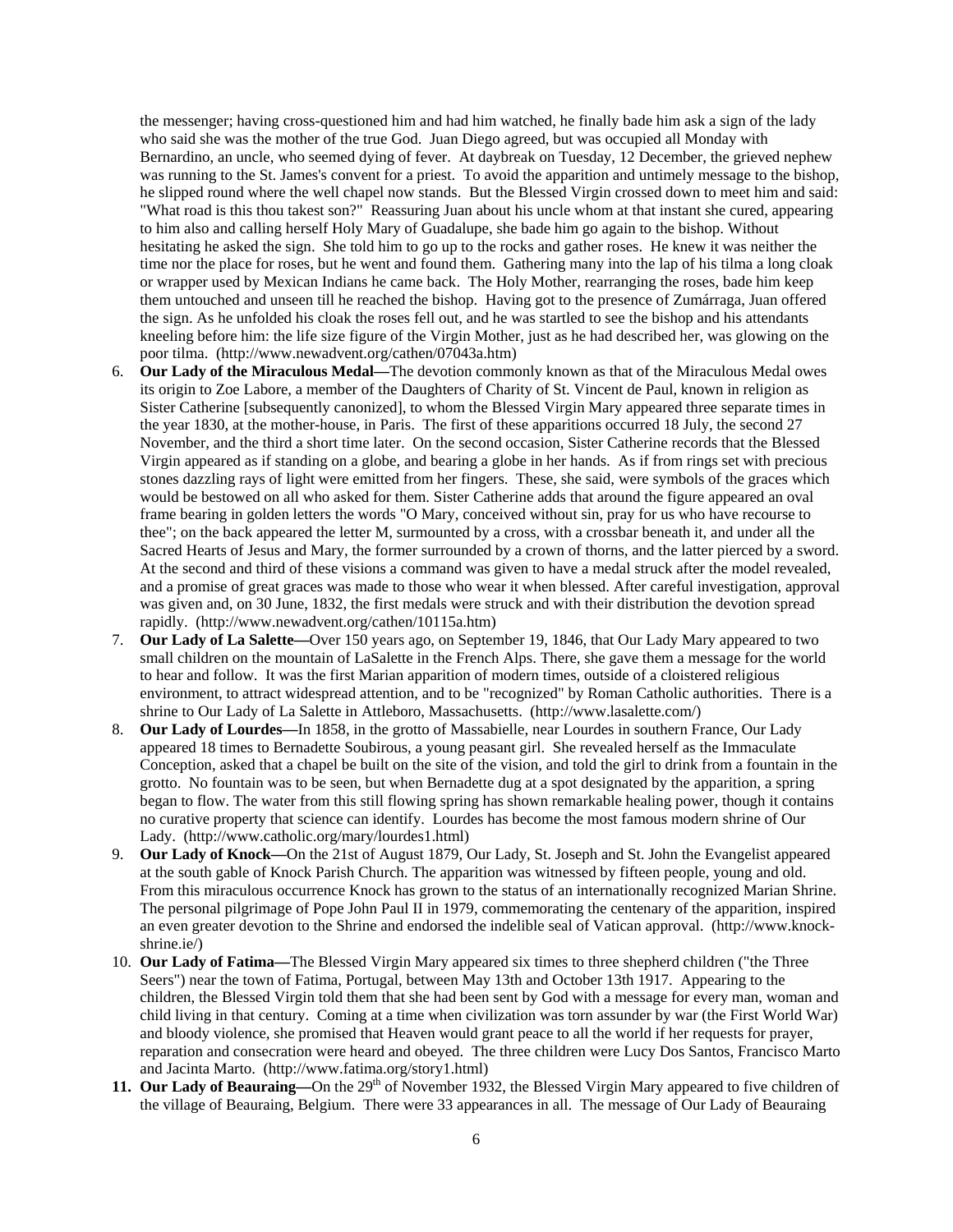the messenger; having cross-questioned him and had him watched, he finally bade him ask a sign of the lady who said she was the mother of the true God. Juan Diego agreed, but was occupied all Monday with Bernardino, an uncle, who seemed dying of fever. At daybreak on Tuesday, 12 December, the grieved nephew was running to the St. James's convent for a priest. To avoid the apparition and untimely message to the bishop, he slipped round where the well chapel now stands. But the Blessed Virgin crossed down to meet him and said: "What road is this thou takest son?" Reassuring Juan about his uncle whom at that instant she cured, appearing to him also and calling herself Holy Mary of Guadalupe, she bade him go again to the bishop. Without hesitating he asked the sign. She told him to go up to the rocks and gather roses. He knew it was neither the time nor the place for roses, but he went and found them. Gathering many into the lap of his tilma a long cloak or wrapper used by Mexican Indians he came back. The Holy Mother, rearranging the roses, bade him keep them untouched and unseen till he reached the bishop. Having got to the presence of Zumárraga, Juan offered the sign. As he unfolded his cloak the roses fell out, and he was startled to see the bishop and his attendants kneeling before him: the life size figure of the Virgin Mother, just as he had described her, was glowing on the poor tilma. (http://www.newadvent.org/cathen/07043a.htm)

6. **Our Lady of the Miraculous Medal—**The devotion commonly known as that of the Miraculous Medal owes its origin to Zoe Labore, a member of the Daughters of Charity of St. Vincent de Paul, known in religion as Sister Catherine [subsequently canonized], to whom the Blessed Virgin Mary appeared three separate times in the year 1830, at the mother-house, in Paris. The first of these apparitions occurred 18 July, the second 27 November, and the third a short time later. On the second occasion, Sister Catherine records that the Blessed Virgin appeared as if standing on a globe, and bearing a globe in her hands. As if from rings set with precious stones dazzling rays of light were emitted from her fingers. These, she said, were symbols of the graces which would be bestowed on all who asked for them. Sister Catherine adds that around the figure appeared an oval frame bearing in golden letters the words "O Mary, conceived without sin, pray for us who have recourse to thee"; on the back appeared the letter M, surmounted by a cross, with a crossbar beneath it, and under all the Sacred Hearts of Jesus and Mary, the former surrounded by a crown of thorns, and the latter pierced by a sword. At the second and third of these visions a command was given to have a medal struck after the model revealed, and a promise of great graces was made to those who wear it when blessed. After careful investigation, approval was given and, on 30 June, 1832, the first medals were struck and with their distribution the devotion spread rapidly. (http://www.newadvent.org/cathen/10115a.htm)
7. **Our Lady of La Salette—**Over 150 years ago, on September 19, 1846, that Our Lady Mary appeared to two small children on the mountain of LaSalette in the French Alps. There, she gave them a message for the world to hear and follow. It was the first Marian apparition of modern times, outside of a cloistered religious environment, to attract widespread attention, and to be "recognized" by Roman Catholic authorities. There is a shrine to Our Lady of La Salette in Attleboro, Massachusetts. (http://www.lasalette.com/)
8. **Our Lady of Lourdes—**In 1858, in the grotto of Massabielle, near Lourdes in southern France, Our Lady appeared 18 times to Bernadette Soubirous, a young peasant girl. She revealed herself as the Immaculate Conception, asked that a chapel be built on the site of the vision, and told the girl to drink from a fountain in the grotto. No fountain was to be seen, but when Bernadette dug at a spot designated by the apparition, a spring began to flow. The water from this still flowing spring has shown remarkable healing power, though it contains no curative property that science can identify. Lourdes has become the most famous modern shrine of Our Lady. (http://www.catholic.org/mary/lourdes1.html)
9. **Our Lady of Knock—**On the 21st of August 1879, Our Lady, St. Joseph and St. John the Evangelist appeared at the south gable of Knock Parish Church. The apparition was witnessed by fifteen people, young and old. From this miraculous occurrence Knock has grown to the status of an internationally recognized Marian Shrine. The personal pilgrimage of Pope John Paul II in 1979, commemorating the centenary of the apparition, inspired an even greater devotion to the Shrine and endorsed the indelible seal of Vatican approval. (http://www.knock-shrine.ie/)
10. **Our Lady of Fatima—**The Blessed Virgin Mary appeared six times to three shepherd children ("the Three Seers") near the town of Fatima, Portugal, between May 13th and October 13th 1917. Appearing to the children, the Blessed Virgin told them that she had been sent by God with a message for every man, woman and child living in that century. Coming at a time when civilization was torn assunder by war (the First World War) and bloody violence, she promised that Heaven would grant peace to all the world if her requests for prayer, reparation and consecration were heard and obeyed. The three children were Lucy Dos Santos, Francisco Marto and Jacinta Marto. (http://www.fatima.org/story1.html)
11. **Our Lady of Beauraing—**On the 29th of November 1932, the Blessed Virgin Mary appeared to five children of the village of Beauraing, Belgium. There were 33 appearances in all. The message of Our Lady of Beauraing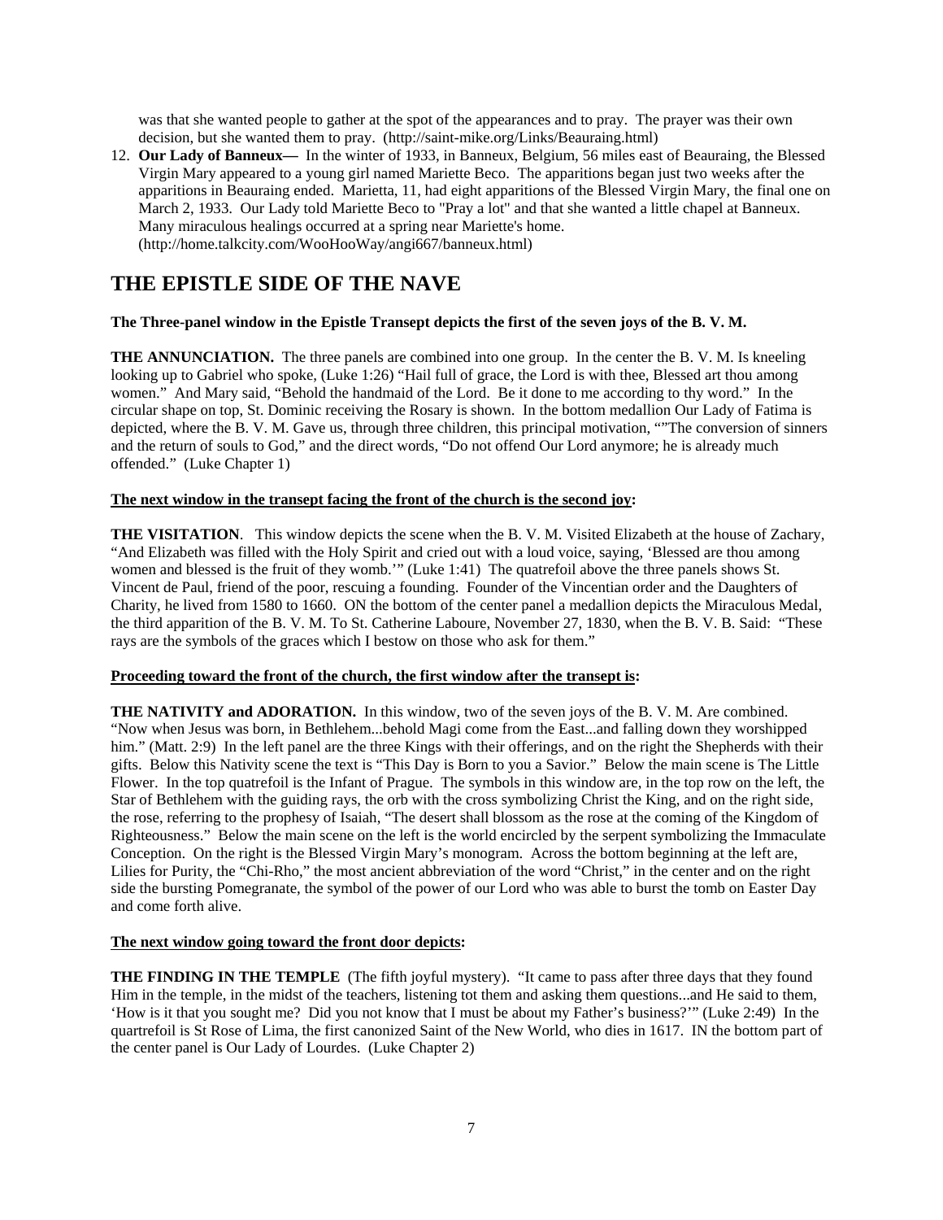was that she wanted people to gather at the spot of the appearances and to pray. The prayer was their own decision, but she wanted them to pray. (http://saint-mike.org/Links/Beauraing.html)

12. **Our Lady of Banneux—** In the winter of 1933, in Banneux, Belgium, 56 miles east of Beauraing, the Blessed Virgin Mary appeared to a young girl named Mariette Beco. The apparitions began just two weeks after the apparitions in Beauraing ended. Marietta, 11, had eight apparitions of the Blessed Virgin Mary, the final one on March 2, 1933. Our Lady told Mariette Beco to "Pray a lot" and that she wanted a little chapel at Banneux. Many miraculous healings occurred at a spring near Mariette's home. (http://home.talkcity.com/WooHooWay/angi667/banneux.html)

# THE EPISTLE SIDE OF THE NAVE

**The Three-panel window in the Epistle Transept depicts the first of the seven joys of the B. V. M.**

**THE ANNUNCIATION.** The three panels are combined into one group. In the center the B. V. M. Is kneeling looking up to Gabriel who spoke, (Luke 1:26) "Hail full of grace, the Lord is with thee, Blessed art thou among women." And Mary said, "Behold the handmaid of the Lord. Be it done to me according to thy word." In the circular shape on top, St. Dominic receiving the Rosary is shown. In the bottom medallion Our Lady of Fatima is depicted, where the B. V. M. Gave us, through three children, this principal motivation, ""The conversion of sinners and the return of souls to God," and the direct words, "Do not offend Our Lord anymore; he is already much offended." (Luke Chapter 1)

**The next window in the transept facing the front of the church is the second joy:**

**THE VISITATION**. This window depicts the scene when the B. V. M. Visited Elizabeth at the house of Zachary, "And Elizabeth was filled with the Holy Spirit and cried out with a loud voice, saying, 'Blessed are thou among women and blessed is the fruit of they womb.'" (Luke 1:41) The quatrefoil above the three panels shows St. Vincent de Paul, friend of the poor, rescuing a founding. Founder of the Vincentian order and the Daughters of Charity, he lived from 1580 to 1660. ON the bottom of the center panel a medallion depicts the Miraculous Medal, the third apparition of the B. V. M. To St. Catherine Laboure, November 27, 1830, when the B. V. B. Said: "These rays are the symbols of the graces which I bestow on those who ask for them."

**Proceeding toward the front of the church, the first window after the transept is:**

**THE NATIVITY and ADORATION.** In this window, two of the seven joys of the B. V. M. Are combined. "Now when Jesus was born, in Bethlehem...behold Magi come from the East...and falling down they worshipped him." (Matt. 2:9) In the left panel are the three Kings with their offerings, and on the right the Shepherds with their gifts. Below this Nativity scene the text is "This Day is Born to you a Savior." Below the main scene is The Little Flower. In the top quatrefoil is the Infant of Prague. The symbols in this window are, in the top row on the left, the Star of Bethlehem with the guiding rays, the orb with the cross symbolizing Christ the King, and on the right side, the rose, referring to the prophesy of Isaiah, "The desert shall blossom as the rose at the coming of the Kingdom of Righteousness." Below the main scene on the left is the world encircled by the serpent symbolizing the Immaculate Conception. On the right is the Blessed Virgin Mary's monogram. Across the bottom beginning at the left are, Lilies for Purity, the "Chi-Rho," the most ancient abbreviation of the word "Christ," in the center and on the right side the bursting Pomegranate, the symbol of the power of our Lord who was able to burst the tomb on Easter Day and come forth alive.

**The next window going toward the front door depicts:**

**THE FINDING IN THE TEMPLE** (The fifth joyful mystery). "It came to pass after three days that they found Him in the temple, in the midst of the teachers, listening tot them and asking them questions...and He said to them, 'How is it that you sought me? Did you not know that I must be about my Father's business?'" (Luke 2:49) In the quartrefoil is St Rose of Lima, the first canonized Saint of the New World, who dies in 1617. IN the bottom part of the center panel is Our Lady of Lourdes. (Luke Chapter 2)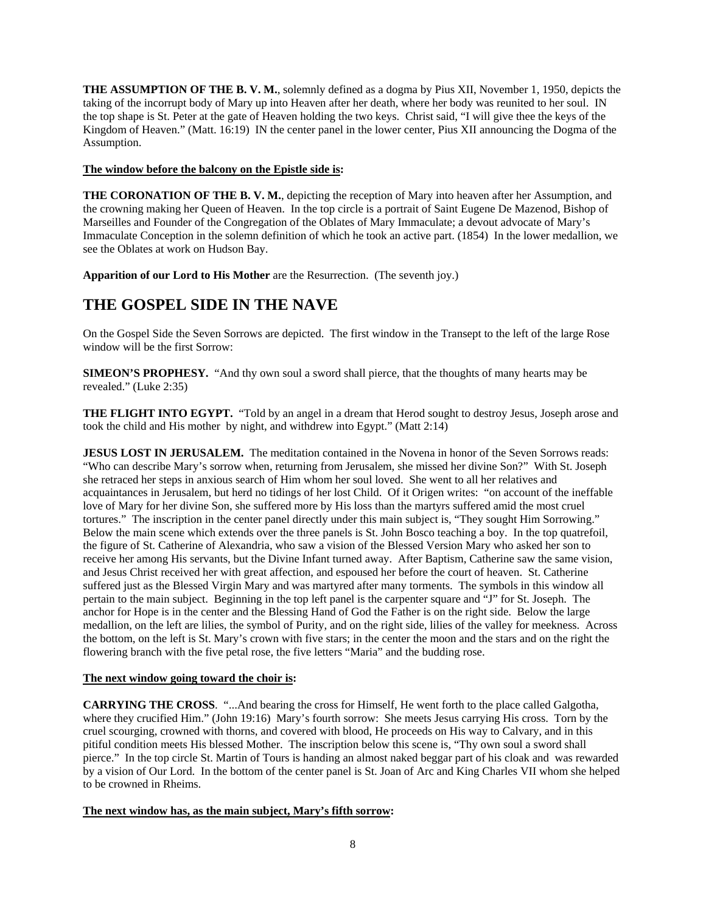**THE ASSUMPTION OF THE B. V. M.**, solemnly defined as a dogma by Pius XII, November 1, 1950, depicts the taking of the incorrupt body of Mary up into Heaven after her death, where her body was reunited to her soul. IN the top shape is St. Peter at the gate of Heaven holding the two keys. Christ said, "I will give thee the keys of the Kingdom of Heaven." (Matt. 16:19) IN the center panel in the lower center, Pius XII announcing the Dogma of the Assumption.

**The window before the balcony on the Epistle side is:**

**THE CORONATION OF THE B. V. M.**, depicting the reception of Mary into heaven after her Assumption, and the crowning making her Queen of Heaven. In the top circle is a portrait of Saint Eugene De Mazenod, Bishop of Marseilles and Founder of the Congregation of the Oblates of Mary Immaculate; a devout advocate of Mary's Immaculate Conception in the solemn definition of which he took an active part. (1854) In the lower medallion, we see the Oblates at work on Hudson Bay.

**Apparition of our Lord to His Mother** are the Resurrection. (The seventh joy.)

# THE GOSPEL SIDE IN THE NAVE

On the Gospel Side the Seven Sorrows are depicted. The first window in the Transept to the left of the large Rose window will be the first Sorrow:

**SIMEON'S PROPHESY.** "And thy own soul a sword shall pierce, that the thoughts of many hearts may be revealed." (Luke 2:35)

**THE FLIGHT INTO EGYPT.** "Told by an angel in a dream that Herod sought to destroy Jesus, Joseph arose and took the child and His mother by night, and withdrew into Egypt." (Matt 2:14)

**JESUS LOST IN JERUSALEM.** The meditation contained in the Novena in honor of the Seven Sorrows reads: "Who can describe Mary's sorrow when, returning from Jerusalem, she missed her divine Son?" With St. Joseph she retraced her steps in anxious search of Him whom her soul loved. She went to all her relatives and acquaintances in Jerusalem, but herd no tidings of her lost Child. Of it Origen writes: "on account of the ineffable love of Mary for her divine Son, she suffered more by His loss than the martyrs suffered amid the most cruel tortures." The inscription in the center panel directly under this main subject is, "They sought Him Sorrowing." Below the main scene which extends over the three panels is St. John Bosco teaching a boy. In the top quatrefoil, the figure of St. Catherine of Alexandria, who saw a vision of the Blessed Version Mary who asked her son to receive her among His servants, but the Divine Infant turned away. After Baptism, Catherine saw the same vision, and Jesus Christ received her with great affection, and espoused her before the court of heaven. St. Catherine suffered just as the Blessed Virgin Mary and was martyred after many torments. The symbols in this window all pertain to the main subject. Beginning in the top left panel is the carpenter square and "J" for St. Joseph. The anchor for Hope is in the center and the Blessing Hand of God the Father is on the right side. Below the large medallion, on the left are lilies, the symbol of Purity, and on the right side, lilies of the valley for meekness. Across the bottom, on the left is St. Mary's crown with five stars; in the center the moon and the stars and on the right the flowering branch with the five petal rose, the five letters "Maria" and the budding rose.

**The next window going toward the choir is:**

**CARRYING THE CROSS**. "...And bearing the cross for Himself, He went forth to the place called Galgotha, where they crucified Him." (John 19:16) Mary's fourth sorrow: She meets Jesus carrying His cross. Torn by the cruel scourging, crowned with thorns, and covered with blood, He proceeds on His way to Calvary, and in this pitiful condition meets His blessed Mother. The inscription below this scene is, "Thy own soul a sword shall pierce." In the top circle St. Martin of Tours is handing an almost naked beggar part of his cloak and was rewarded by a vision of Our Lord. In the bottom of the center panel is St. Joan of Arc and King Charles VII whom she helped to be crowned in Rheims.

**The next window has, as the main subject, Mary's fifth sorrow:**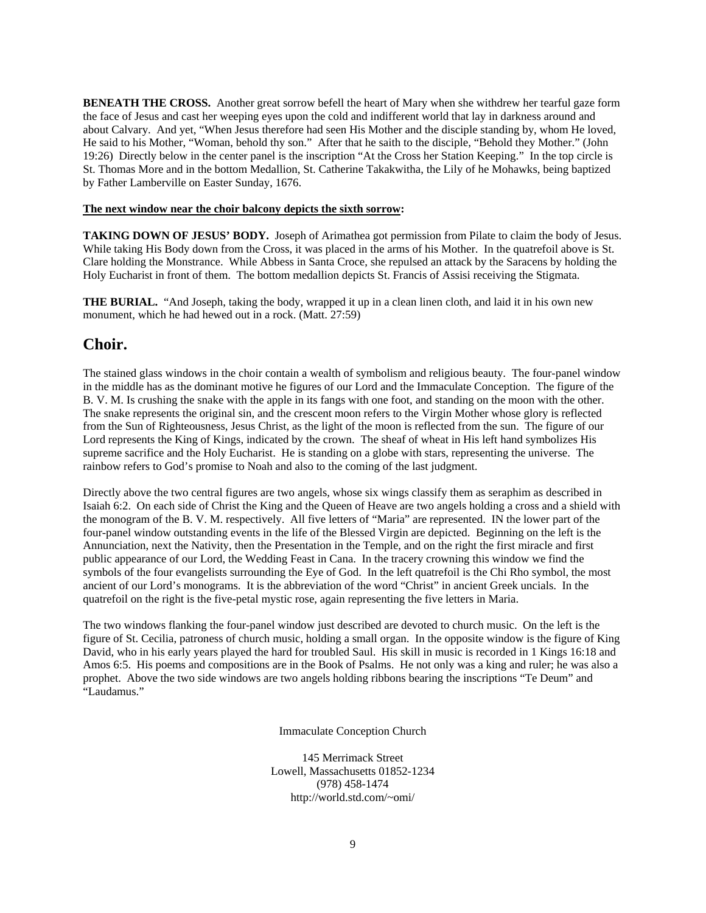**BENEATH THE CROSS.** Another great sorrow befell the heart of Mary when she withdrew her tearful gaze form the face of Jesus and cast her weeping eyes upon the cold and indifferent world that lay in darkness around and about Calvary. And yet, "When Jesus therefore had seen His Mother and the disciple standing by, whom He loved, He said to his Mother, "Woman, behold thy son." After that he saith to the disciple, "Behold they Mother." (John 19:26) Directly below in the center panel is the inscription "At the Cross her Station Keeping." In the top circle is St. Thomas More and in the bottom Medallion, St. Catherine Takakwitha, the Lily of he Mohawks, being baptized by Father Lamberville on Easter Sunday, 1676.

**The next window near the choir balcony depicts the sixth sorrow:**

**TAKING DOWN OF JESUS' BODY.** Joseph of Arimathea got permission from Pilate to claim the body of Jesus. While taking His Body down from the Cross, it was placed in the arms of his Mother. In the quatrefoil above is St. Clare holding the Monstrance. While Abbess in Santa Croce, she repulsed an attack by the Saracens by holding the Holy Eucharist in front of them. The bottom medallion depicts St. Francis of Assisi receiving the Stigmata.

**THE BURIAL.** "And Joseph, taking the body, wrapped it up in a clean linen cloth, and laid it in his own new monument, which he had hewed out in a rock. (Matt. 27:59)

## Choir.

The stained glass windows in the choir contain a wealth of symbolism and religious beauty. The four-panel window in the middle has as the dominant motive he figures of our Lord and the Immaculate Conception. The figure of the B. V. M. Is crushing the snake with the apple in its fangs with one foot, and standing on the moon with the other. The snake represents the original sin, and the crescent moon refers to the Virgin Mother whose glory is reflected from the Sun of Righteousness, Jesus Christ, as the light of the moon is reflected from the sun. The figure of our Lord represents the King of Kings, indicated by the crown. The sheaf of wheat in His left hand symbolizes His supreme sacrifice and the Holy Eucharist. He is standing on a globe with stars, representing the universe. The rainbow refers to God's promise to Noah and also to the coming of the last judgment.

Directly above the two central figures are two angels, whose six wings classify them as seraphim as described in Isaiah 6:2. On each side of Christ the King and the Queen of Heave are two angels holding a cross and a shield with the monogram of the B. V. M. respectively. All five letters of "Maria" are represented. IN the lower part of the four-panel window outstanding events in the life of the Blessed Virgin are depicted. Beginning on the left is the Annunciation, next the Nativity, then the Presentation in the Temple, and on the right the first miracle and first public appearance of our Lord, the Wedding Feast in Cana. In the tracery crowning this window we find the symbols of the four evangelists surrounding the Eye of God. In the left quatrefoil is the Chi Rho symbol, the most ancient of our Lord's monograms. It is the abbreviation of the word "Christ" in ancient Greek uncials. In the quatrefoil on the right is the five-petal mystic rose, again representing the five letters in Maria.

The two windows flanking the four-panel window just described are devoted to church music. On the left is the figure of St. Cecilia, patroness of church music, holding a small organ. In the opposite window is the figure of King David, who in his early years played the hard for troubled Saul. His skill in music is recorded in 1 Kings 16:18 and Amos 6:5. His poems and compositions are in the Book of Psalms. He not only was a king and ruler; he was also a prophet. Above the two side windows are two angels holding ribbons bearing the inscriptions "Te Deum" and "Laudamus."

Immaculate Conception Church

145 Merrimack Street
Lowell, Massachusetts 01852-1234
(978) 458-1474
http://world.std.com/~omi/